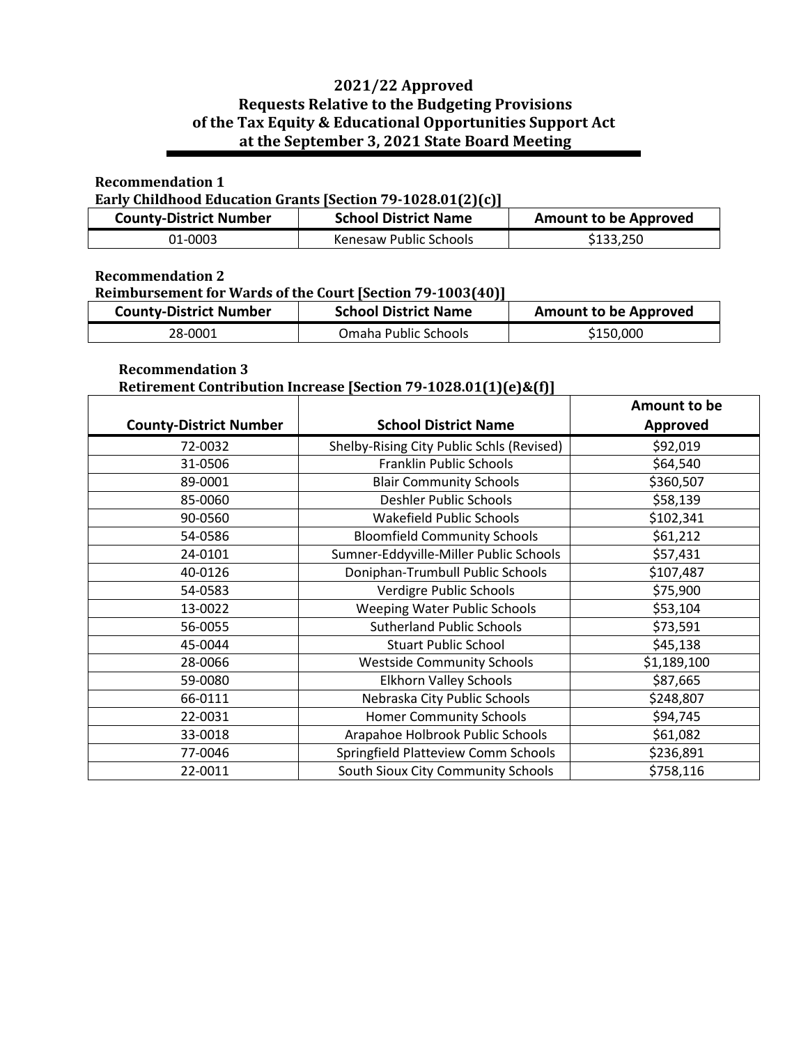# 2021/22 Approved
# Requests Relative to the Budgeting Provisions of the Tax Equity & Educational Opportunities Support Act at the September 3, 2021 State Board Meeting

**Recommendation 1**
**Early Childhood Education Grants [Section 79-1028.01(2)(c)]**

| County-District Number | School District Name | Amount to be Approved |
|---|---|---|
| 01-0003 | Kenesaw Public Schools | $133,250 |

**Recommendation 2**
**Reimbursement for Wards of the Court [Section 79-1003(40)]**

| County-District Number | School District Name | Amount to be Approved |
|---|---|---|
| 28-0001 | Omaha Public Schools | $150,000 |

**Recommendation 3**
**Retirement Contribution Increase [Section 79-1028.01(1)(e)&(f)]**

| County-District Number | School District Name | Amount to be Approved |
|---|---|---|
| 72-0032 | Shelby-Rising City Public Schls (Revised) | $92,019 |
| 31-0506 | Franklin Public Schools | $64,540 |
| 89-0001 | Blair Community Schools | $360,507 |
| 85-0060 | Deshler Public Schools | $58,139 |
| 90-0560 | Wakefield Public Schools | $102,341 |
| 54-0586 | Bloomfield Community Schools | $61,212 |
| 24-0101 | Sumner-Eddyville-Miller Public Schools | $57,431 |
| 40-0126 | Doniphan-Trumbull Public Schools | $107,487 |
| 54-0583 | Verdigre Public Schools | $75,900 |
| 13-0022 | Weeping Water Public Schools | $53,104 |
| 56-0055 | Sutherland Public Schools | $73,591 |
| 45-0044 | Stuart Public School | $45,138 |
| 28-0066 | Westside Community Schools | $1,189,100 |
| 59-0080 | Elkhorn Valley Schools | $87,665 |
| 66-0111 | Nebraska City Public Schools | $248,807 |
| 22-0031 | Homer Community Schools | $94,745 |
| 33-0018 | Arapahoe Holbrook Public Schools | $61,082 |
| 77-0046 | Springfield Platteview Comm Schools | $236,891 |
| 22-0011 | South Sioux City Community Schools | $758,116 |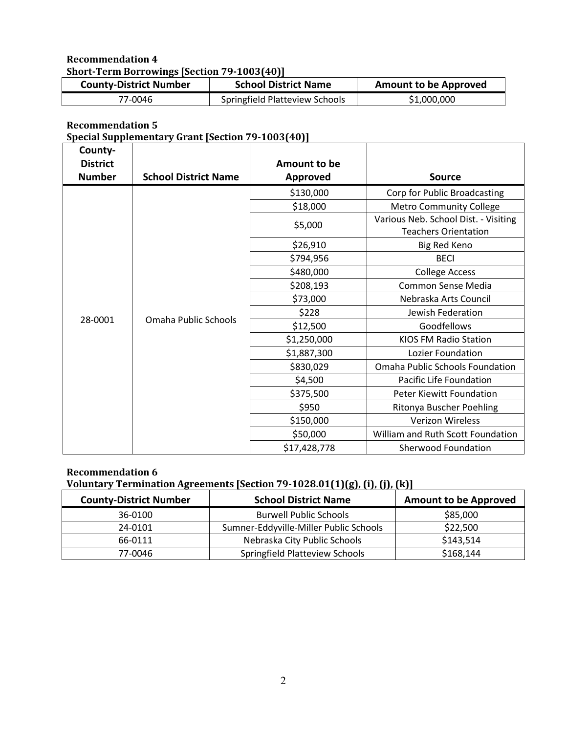**Recommendation 4**
**Short-Term Borrowings [Section 79-1003(40)]**

| County-District Number | School District Name | Amount to be Approved |
|---|---|---|
| 77-0046 | Springfield Platteview Schools | $1,000,000 |

**Recommendation 5**
**Special Supplementary Grant [Section 79-1003(40)]**

| County-District Number | School District Name | Amount to be Approved | Source |
|---|---|---|---|
| 28-0001 | Omaha Public Schools | $130,000 | Corp for Public Broadcasting |
| | | $18,000 | Metro Community College |
| | | $5,000 | Various Neb. School Dist. - Visiting Teachers Orientation |
| | | $26,910 | Big Red Keno |
| | | $794,956 | BECI |
| | | $480,000 | College Access |
| | | $208,193 | Common Sense Media |
| | | $73,000 | Nebraska Arts Council |
| | | $228 | Jewish Federation |
| | | $12,500 | Goodfellows |
| | | $1,250,000 | KIOS FM Radio Station |
| | | $1,887,300 | Lozier Foundation |
| | | $830,029 | Omaha Public Schools Foundation |
| | | $4,500 | Pacific Life Foundation |
| | | $375,500 | Peter Kiewitt Foundation |
| | | $950 | Ritonya Buscher Poehling |
| | | $150,000 | Verizon Wireless |
| | | $50,000 | William and Ruth Scott Foundation |
| | | $17,428,778 | Sherwood Foundation |

**Recommendation 6**
**Voluntary Termination Agreements [Section 79-1028.01(1)(g), (i), (j), (k)]**

| County-District Number | School District Name | Amount to be Approved |
|---|---|---|
| 36-0100 | Burwell Public Schools | $85,000 |
| 24-0101 | Sumner-Eddyville-Miller Public Schools | $22,500 |
| 66-0111 | Nebraska City Public Schools | $143,514 |
| 77-0046 | Springfield Platteview Schools | $168,144 |